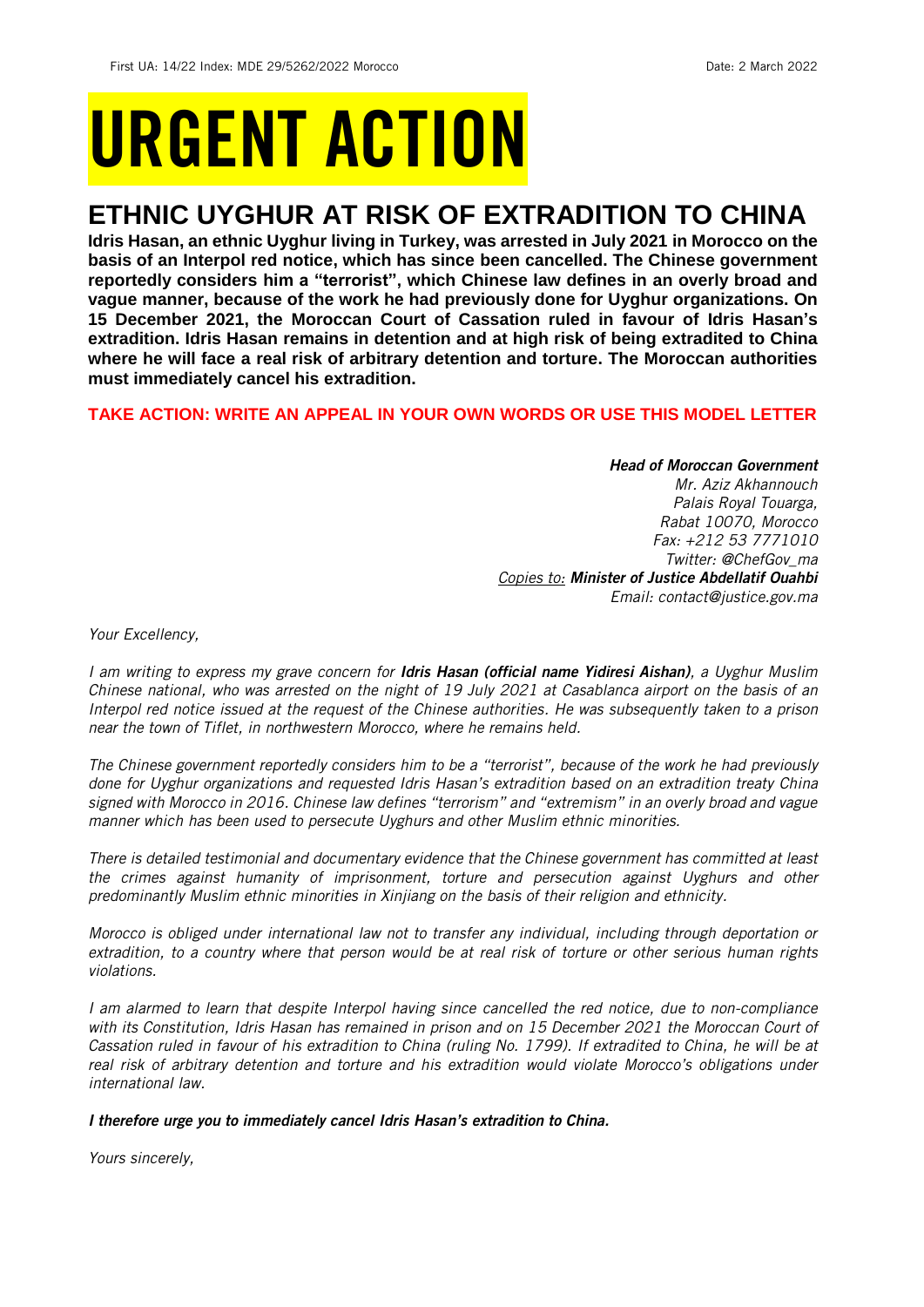First UA: 14/22 Index: MDE 29/5262/2022 Morocco Date: 2 March 2022

# URGENT ACTION

## ETHNIC UYGHUR AT RISK OF EXTRADITION TO CHINA

**Idris Hasan, an ethnic Uyghur living in Turkey, was arrested in July 2021 in Morocco on the basis of an Interpol red notice, which has since been cancelled. The Chinese government reportedly considers him a "terrorist", which Chinese law defines in an overly broad and vague manner, because of the work he had previously done for Uyghur organizations. On 15 December 2021, the Moroccan Court of Cassation ruled in favour of Idris Hasan's extradition. Idris Hasan remains in detention and at high risk of being extradited to China where he will face a real risk of arbitrary detention and torture. The Moroccan authorities must immediately cancel his extradition.**

**TAKE ACTION: WRITE AN APPEAL IN YOUR OWN WORDS OR USE THIS MODEL LETTER**

***Head of Moroccan Government***
*Mr. Aziz Akhannouch*
*Palais Royal Touarga,*
*Rabat 10070, Morocco*
*Fax: +212 53 7771010*
*Twitter: @ChefGov_ma*
*Copies to:* ***Minister of Justice Abdellatif Ouahbi***
*Email: contact@justice.gov.ma*

*Your Excellency,*

*I am writing to express my grave concern for* ***Idris Hasan (official name Yidiresi Aishan)****, a Uyghur Muslim Chinese national, who was arrested on the night of 19 July 2021 at Casablanca airport on the basis of an Interpol red notice issued at the request of the Chinese authorities. He was subsequently taken to a prison near the town of Tiflet, in northwestern Morocco, where he remains held.*

*The Chinese government reportedly considers him to be a "terrorist", because of the work he had previously done for Uyghur organizations and requested Idris Hasan's extradition based on an extradition treaty China signed with Morocco in 2016. Chinese law defines "terrorism" and "extremism" in an overly broad and vague manner which has been used to persecute Uyghurs and other Muslim ethnic minorities.*

*There is detailed testimonial and documentary evidence that the Chinese government has committed at least the crimes against humanity of imprisonment, torture and persecution against Uyghurs and other predominantly Muslim ethnic minorities in Xinjiang on the basis of their religion and ethnicity.*

*Morocco is obliged under international law not to transfer any individual, including through deportation or extradition, to a country where that person would be at real risk of torture or other serious human rights violations.*

*I am alarmed to learn that despite Interpol having since cancelled the red notice, due to non-compliance with its Constitution, Idris Hasan has remained in prison and on 15 December 2021 the Moroccan Court of Cassation ruled in favour of his extradition to China (ruling No. 1799). If extradited to China, he will be at real risk of arbitrary detention and torture and his extradition would violate Morocco's obligations under international law.*

***I therefore urge you to immediately cancel Idris Hasan's extradition to China.***

*Yours sincerely,*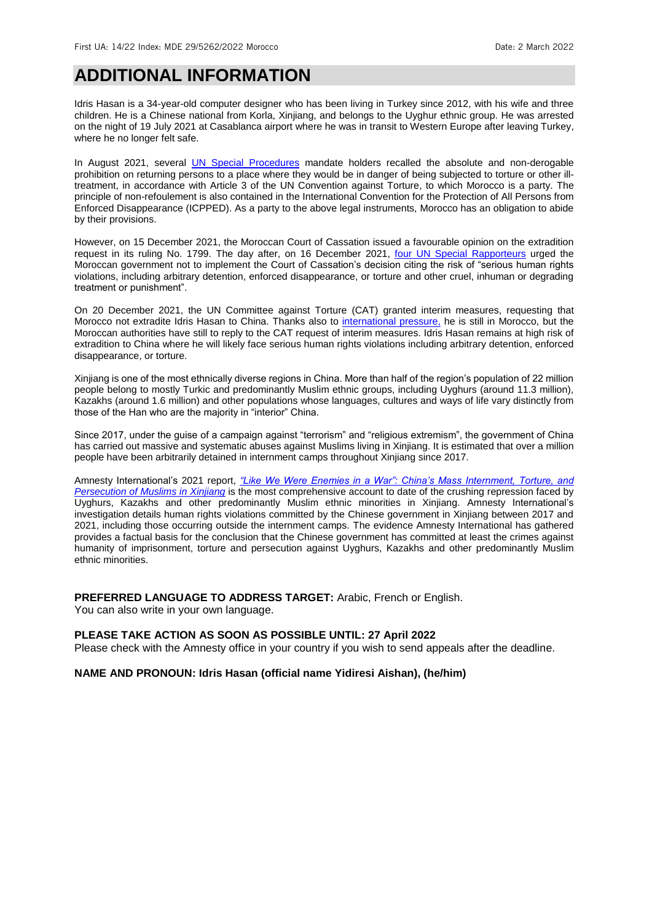# ADDITIONAL INFORMATION

Idris Hasan is a 34-year-old computer designer who has been living in Turkey since 2012, with his wife and three children. He is a Chinese national from Korla, Xinjiang, and belongs to the Uyghur ethnic group. He was arrested on the night of 19 July 2021 at Casablanca airport where he was in transit to Western Europe after leaving Turkey, where he no longer felt safe.

In August 2021, several UN Special Procedures mandate holders recalled the absolute and non-derogable prohibition on returning persons to a place where they would be in danger of being subjected to torture or other ill-treatment, in accordance with Article 3 of the UN Convention against Torture, to which Morocco is a party. The principle of non-refoulement is also contained in the International Convention for the Protection of All Persons from Enforced Disappearance (ICPPED). As a party to the above legal instruments, Morocco has an obligation to abide by their provisions.

However, on 15 December 2021, the Moroccan Court of Cassation issued a favourable opinion on the extradition request in its ruling No. 1799. The day after, on 16 December 2021, four UN Special Rapporteurs urged the Moroccan government not to implement the Court of Cassation's decision citing the risk of "serious human rights violations, including arbitrary detention, enforced disappearance, or torture and other cruel, inhuman or degrading treatment or punishment".

On 20 December 2021, the UN Committee against Torture (CAT) granted interim measures, requesting that Morocco not extradite Idris Hasan to China. Thanks also to international pressure, he is still in Morocco, but the Moroccan authorities have still to reply to the CAT request of interim measures. Idris Hasan remains at high risk of extradition to China where he will likely face serious human rights violations including arbitrary detention, enforced disappearance, or torture.

Xinjiang is one of the most ethnically diverse regions in China. More than half of the region's population of 22 million people belong to mostly Turkic and predominantly Muslim ethnic groups, including Uyghurs (around 11.3 million), Kazakhs (around 1.6 million) and other populations whose languages, cultures and ways of life vary distinctly from those of the Han who are the majority in "interior" China.

Since 2017, under the guise of a campaign against "terrorism" and "religious extremism", the government of China has carried out massive and systematic abuses against Muslims living in Xinjiang. It is estimated that over a million people have been arbitrarily detained in internment camps throughout Xinjiang since 2017.

Amnesty International's 2021 report, *"Like We Were Enemies in a War": China's Mass Internment, Torture, and Persecution of Muslims in Xinjiang* is the most comprehensive account to date of the crushing repression faced by Uyghurs, Kazakhs and other predominantly Muslim ethnic minorities in Xinjiang. Amnesty International's investigation details human rights violations committed by the Chinese government in Xinjiang between 2017 and 2021, including those occurring outside the internment camps. The evidence Amnesty International has gathered provides a factual basis for the conclusion that the Chinese government has committed at least the crimes against humanity of imprisonment, torture and persecution against Uyghurs, Kazakhs and other predominantly Muslim ethnic minorities.

**PREFERRED LANGUAGE TO ADDRESS TARGET:** Arabic, French or English.
You can also write in your own language.

**PLEASE TAKE ACTION AS SOON AS POSSIBLE UNTIL: 27 April 2022**
Please check with the Amnesty office in your country if you wish to send appeals after the deadline.

**NAME AND PRONOUN: Idris Hasan (official name Yidiresi Aishan), (he/him)**